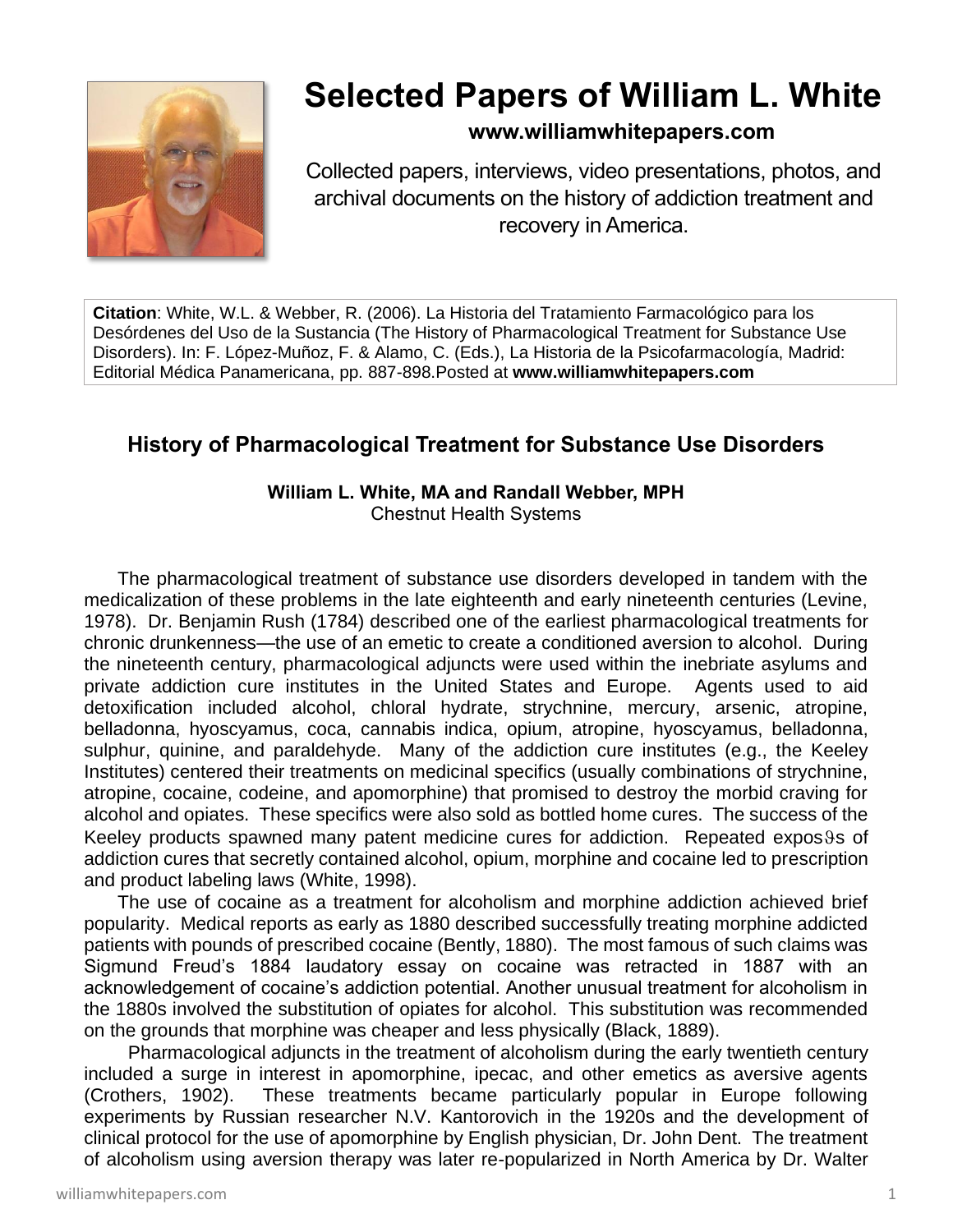# Selected Papers of William L. White

**www.williamwhitepapers.com**

Collected papers, interviews, video presentations, photos, and archival documents on the history of addiction treatment and recovery in America.

**Citation**: White, W.L. & Webber, R. (2006). La Historia del Tratamiento Farmacológico para los Desórdenes del Uso de la Sustancia (The History of Pharmacological Treatment for Substance Use Disorders). In: F. López-Muñoz, F. & Alamo, C. (Eds.), La Historia de la Psicofarmacología, Madrid: Editorial Médica Panamericana, pp. 887-898.Posted at **www.williamwhitepapers.com**

## History of Pharmacological Treatment for Substance Use Disorders

**William L. White, MA and Randall Webber, MPH**
Chestnut Health Systems

The pharmacological treatment of substance use disorders developed in tandem with the medicalization of these problems in the late eighteenth and early nineteenth centuries (Levine, 1978). Dr. Benjamin Rush (1784) described one of the earliest pharmacological treatments for chronic drunkenness—the use of an emetic to create a conditioned aversion to alcohol. During the nineteenth century, pharmacological adjuncts were used within the inebriate asylums and private addiction cure institutes in the United States and Europe. Agents used to aid detoxification included alcohol, chloral hydrate, strychnine, mercury, arsenic, atropine, belladonna, hyoscyamus, coca, cannabis indica, opium, atropine, hyoscyamus, belladonna, sulphur, quinine, and paraldehyde. Many of the addiction cure institutes (e.g., the Keeley Institutes) centered their treatments on medicinal specifics (usually combinations of strychnine, atropine, cocaine, codeine, and apomorphine) that promised to destroy the morbid craving for alcohol and opiates. These specifics were also sold as bottled home cures. The success of the Keeley products spawned many patent medicine cures for addiction. Repeated exposϑs of addiction cures that secretly contained alcohol, opium, morphine and cocaine led to prescription and product labeling laws (White, 1998).

The use of cocaine as a treatment for alcoholism and morphine addiction achieved brief popularity. Medical reports as early as 1880 described successfully treating morphine addicted patients with pounds of prescribed cocaine (Bently, 1880). The most famous of such claims was Sigmund Freud's 1884 laudatory essay on cocaine was retracted in 1887 with an acknowledgement of cocaine's addiction potential. Another unusual treatment for alcoholism in the 1880s involved the substitution of opiates for alcohol. This substitution was recommended on the grounds that morphine was cheaper and less physically (Black, 1889).

Pharmacological adjuncts in the treatment of alcoholism during the early twentieth century included a surge in interest in apomorphine, ipecac, and other emetics as aversive agents (Crothers, 1902). These treatments became particularly popular in Europe following experiments by Russian researcher N.V. Kantorovich in the 1920s and the development of clinical protocol for the use of apomorphine by English physician, Dr. John Dent. The treatment of alcoholism using aversion therapy was later re-popularized in North America by Dr. Walter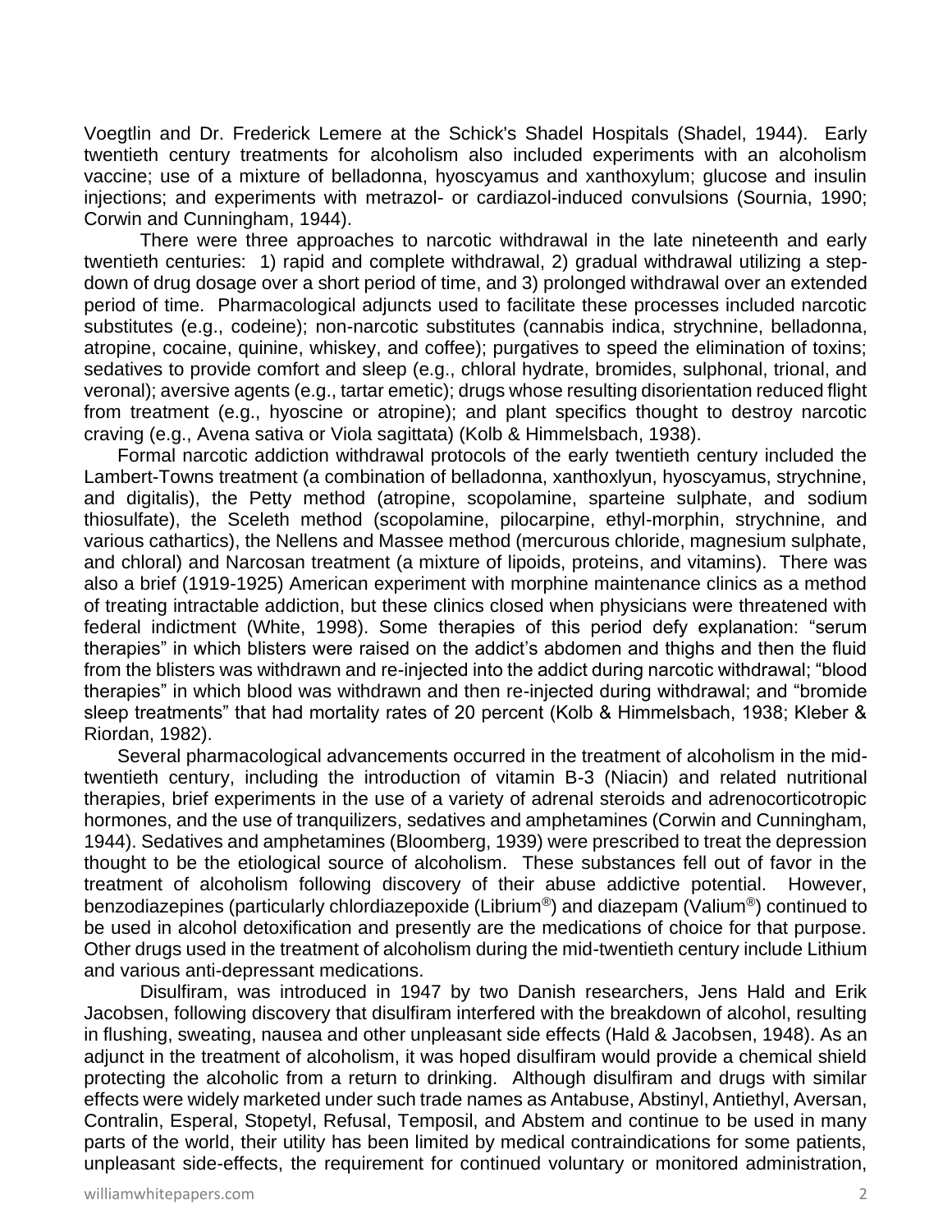Voegtlin and Dr. Frederick Lemere at the Schick's Shadel Hospitals (Shadel, 1944). Early twentieth century treatments for alcoholism also included experiments with an alcoholism vaccine; use of a mixture of belladonna, hyoscyamus and xanthoxylum; glucose and insulin injections; and experiments with metrazol- or cardiazol-induced convulsions (Sournia, 1990; Corwin and Cunningham, 1944).

There were three approaches to narcotic withdrawal in the late nineteenth and early twentieth centuries: 1) rapid and complete withdrawal, 2) gradual withdrawal utilizing a step-down of drug dosage over a short period of time, and 3) prolonged withdrawal over an extended period of time. Pharmacological adjuncts used to facilitate these processes included narcotic substitutes (e.g., codeine); non-narcotic substitutes (cannabis indica, strychnine, belladonna, atropine, cocaine, quinine, whiskey, and coffee); purgatives to speed the elimination of toxins; sedatives to provide comfort and sleep (e.g., chloral hydrate, bromides, sulphonal, trional, and veronal); aversive agents (e.g., tartar emetic); drugs whose resulting disorientation reduced flight from treatment (e.g., hyoscine or atropine); and plant specifics thought to destroy narcotic craving (e.g., Avena sativa or Viola sagittata) (Kolb & Himmelsbach, 1938).

Formal narcotic addiction withdrawal protocols of the early twentieth century included the Lambert-Towns treatment (a combination of belladonna, xanthoxlyun, hyoscyamus, strychnine, and digitalis), the Petty method (atropine, scopolamine, sparteine sulphate, and sodium thiosulfate), the Sceleth method (scopolamine, pilocarpine, ethyl-morphin, strychnine, and various cathartics), the Nellens and Massee method (mercurous chloride, magnesium sulphate, and chloral) and Narcosan treatment (a mixture of lipoids, proteins, and vitamins). There was also a brief (1919-1925) American experiment with morphine maintenance clinics as a method of treating intractable addiction, but these clinics closed when physicians were threatened with federal indictment (White, 1998). Some therapies of this period defy explanation: "serum therapies" in which blisters were raised on the addict's abdomen and thighs and then the fluid from the blisters was withdrawn and re-injected into the addict during narcotic withdrawal; "blood therapies" in which blood was withdrawn and then re-injected during withdrawal; and "bromide sleep treatments" that had mortality rates of 20 percent (Kolb & Himmelsbach, 1938; Kleber & Riordan, 1982).

Several pharmacological advancements occurred in the treatment of alcoholism in the mid-twentieth century, including the introduction of vitamin B-3 (Niacin) and related nutritional therapies, brief experiments in the use of a variety of adrenal steroids and adrenocorticotropic hormones, and the use of tranquilizers, sedatives and amphetamines (Corwin and Cunningham, 1944). Sedatives and amphetamines (Bloomberg, 1939) were prescribed to treat the depression thought to be the etiological source of alcoholism. These substances fell out of favor in the treatment of alcoholism following discovery of their abuse addictive potential. However, benzodiazepines (particularly chlordiazepoxide (Librium®) and diazepam (Valium®) continued to be used in alcohol detoxification and presently are the medications of choice for that purpose. Other drugs used in the treatment of alcoholism during the mid-twentieth century include Lithium and various anti-depressant medications.

Disulfiram, was introduced in 1947 by two Danish researchers, Jens Hald and Erik Jacobsen, following discovery that disulfiram interfered with the breakdown of alcohol, resulting in flushing, sweating, nausea and other unpleasant side effects (Hald & Jacobsen, 1948). As an adjunct in the treatment of alcoholism, it was hoped disulfiram would provide a chemical shield protecting the alcoholic from a return to drinking. Although disulfiram and drugs with similar effects were widely marketed under such trade names as Antabuse, Abstinyl, Antiethyl, Aversan, Contralin, Esperal, Stopetyl, Refusal, Temposil, and Abstem and continue to be used in many parts of the world, their utility has been limited by medical contraindications for some patients, unpleasant side-effects, the requirement for continued voluntary or monitored administration,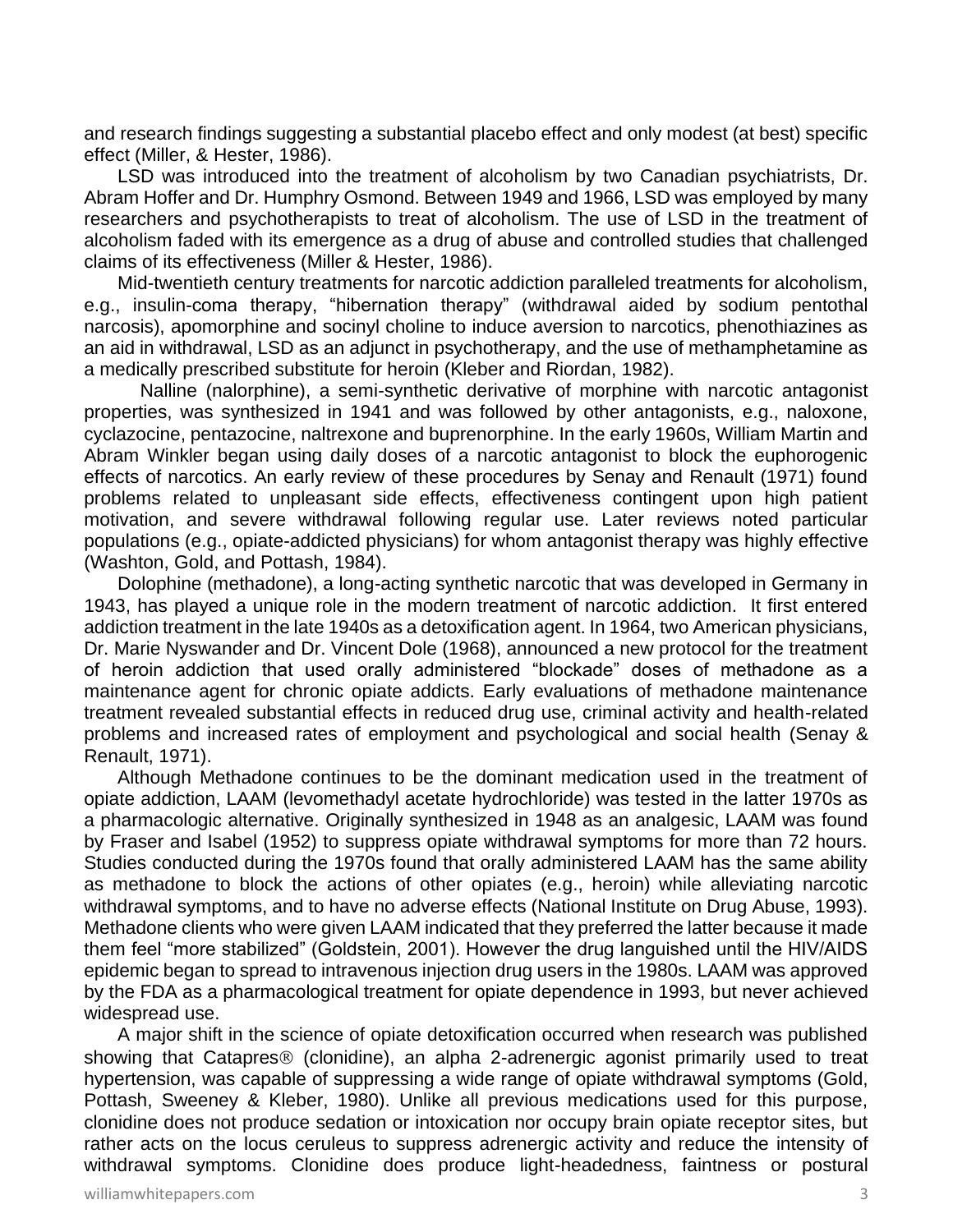and research findings suggesting a substantial placebo effect and only modest (at best) specific effect (Miller, & Hester, 1986).

LSD was introduced into the treatment of alcoholism by two Canadian psychiatrists, Dr. Abram Hoffer and Dr. Humphry Osmond. Between 1949 and 1966, LSD was employed by many researchers and psychotherapists to treat of alcoholism. The use of LSD in the treatment of alcoholism faded with its emergence as a drug of abuse and controlled studies that challenged claims of its effectiveness (Miller & Hester, 1986).

Mid-twentieth century treatments for narcotic addiction paralleled treatments for alcoholism, e.g., insulin-coma therapy, "hibernation therapy" (withdrawal aided by sodium pentothal narcosis), apomorphine and socinyl choline to induce aversion to narcotics, phenothiazines as an aid in withdrawal, LSD as an adjunct in psychotherapy, and the use of methamphetamine as a medically prescribed substitute for heroin (Kleber and Riordan, 1982).

Nalline (nalorphine), a semi-synthetic derivative of morphine with narcotic antagonist properties, was synthesized in 1941 and was followed by other antagonists, e.g., naloxone, cyclazocine, pentazocine, naltrexone and buprenorphine. In the early 1960s, William Martin and Abram Winkler began using daily doses of a narcotic antagonist to block the euphorogenic effects of narcotics. An early review of these procedures by Senay and Renault (1971) found problems related to unpleasant side effects, effectiveness contingent upon high patient motivation, and severe withdrawal following regular use. Later reviews noted particular populations (e.g., opiate-addicted physicians) for whom antagonist therapy was highly effective (Washton, Gold, and Pottash, 1984).

Dolophine (methadone), a long-acting synthetic narcotic that was developed in Germany in 1943, has played a unique role in the modern treatment of narcotic addiction. It first entered addiction treatment in the late 1940s as a detoxification agent. In 1964, two American physicians, Dr. Marie Nyswander and Dr. Vincent Dole (1968), announced a new protocol for the treatment of heroin addiction that used orally administered "blockade" doses of methadone as a maintenance agent for chronic opiate addicts. Early evaluations of methadone maintenance treatment revealed substantial effects in reduced drug use, criminal activity and health-related problems and increased rates of employment and psychological and social health (Senay & Renault, 1971).

Although Methadone continues to be the dominant medication used in the treatment of opiate addiction, LAAM (levomethadyl acetate hydrochloride) was tested in the latter 1970s as a pharmacologic alternative. Originally synthesized in 1948 as an analgesic, LAAM was found by Fraser and Isabel (1952) to suppress opiate withdrawal symptoms for more than 72 hours. Studies conducted during the 1970s found that orally administered LAAM has the same ability as methadone to block the actions of other opiates (e.g., heroin) while alleviating narcotic withdrawal symptoms, and to have no adverse effects (National Institute on Drug Abuse, 1993). Methadone clients who were given LAAM indicated that they preferred the latter because it made them feel "more stabilized" (Goldstein, 2001). However the drug languished until the HIV/AIDS epidemic began to spread to intravenous injection drug users in the 1980s. LAAM was approved by the FDA as a pharmacological treatment for opiate dependence in 1993, but never achieved widespread use.

A major shift in the science of opiate detoxification occurred when research was published showing that Catapres® (clonidine), an alpha 2-adrenergic agonist primarily used to treat hypertension, was capable of suppressing a wide range of opiate withdrawal symptoms (Gold, Pottash, Sweeney & Kleber, 1980). Unlike all previous medications used for this purpose, clonidine does not produce sedation or intoxication nor occupy brain opiate receptor sites, but rather acts on the locus ceruleus to suppress adrenergic activity and reduce the intensity of withdrawal symptoms. Clonidine does produce light-headedness, faintness or postural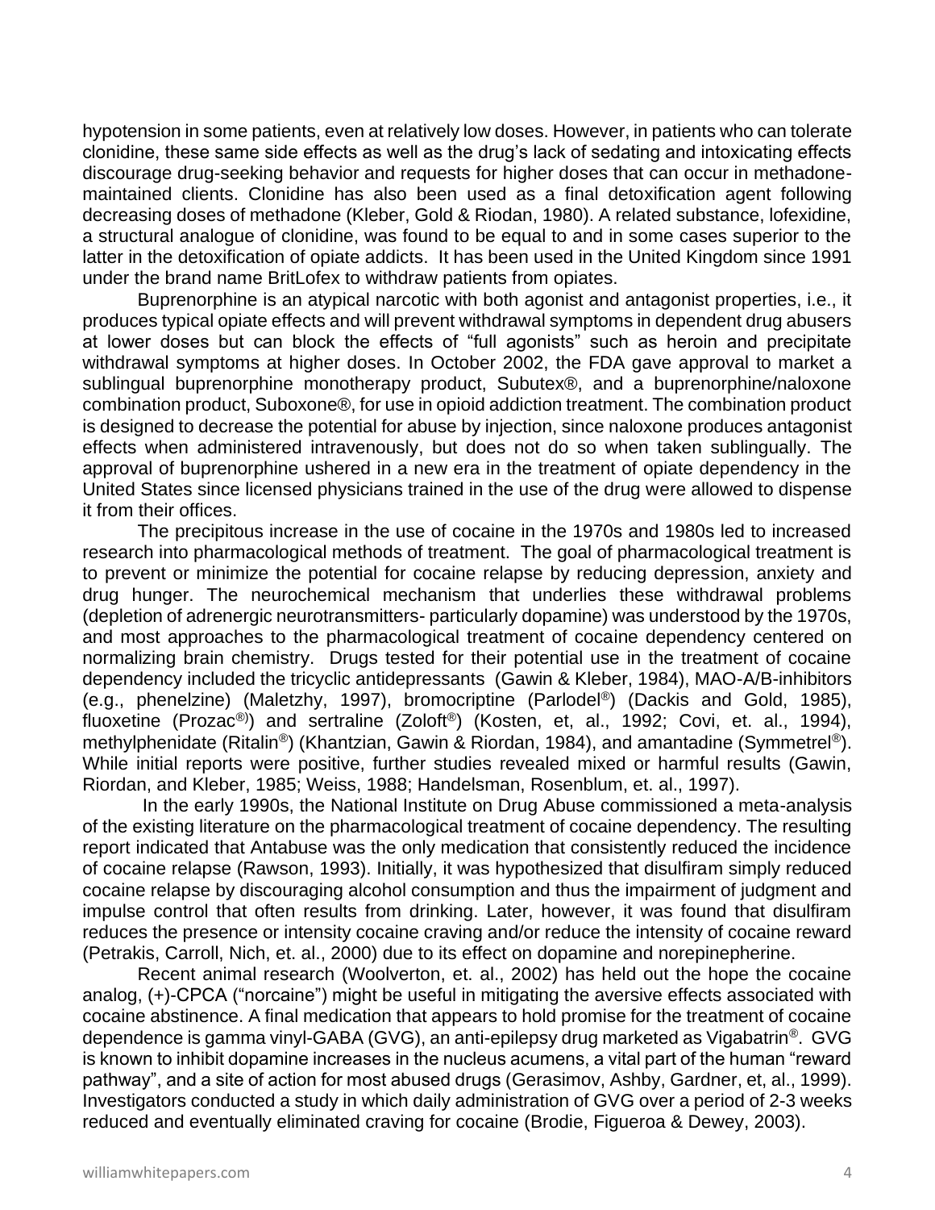hypotension in some patients, even at relatively low doses. However, in patients who can tolerate clonidine, these same side effects as well as the drug's lack of sedating and intoxicating effects discourage drug-seeking behavior and requests for higher doses that can occur in methadone-maintained clients. Clonidine has also been used as a final detoxification agent following decreasing doses of methadone (Kleber, Gold & Riodan, 1980). A related substance, lofexidine, a structural analogue of clonidine, was found to be equal to and in some cases superior to the latter in the detoxification of opiate addicts. It has been used in the United Kingdom since 1991 under the brand name BritLofex to withdraw patients from opiates.

Buprenorphine is an atypical narcotic with both agonist and antagonist properties, i.e., it produces typical opiate effects and will prevent withdrawal symptoms in dependent drug abusers at lower doses but can block the effects of "full agonists" such as heroin and precipitate withdrawal symptoms at higher doses. In October 2002, the FDA gave approval to market a sublingual buprenorphine monotherapy product, Subutex®, and a buprenorphine/naloxone combination product, Suboxone®, for use in opioid addiction treatment. The combination product is designed to decrease the potential for abuse by injection, since naloxone produces antagonist effects when administered intravenously, but does not do so when taken sublingually. The approval of buprenorphine ushered in a new era in the treatment of opiate dependency in the United States since licensed physicians trained in the use of the drug were allowed to dispense it from their offices.

The precipitous increase in the use of cocaine in the 1970s and 1980s led to increased research into pharmacological methods of treatment. The goal of pharmacological treatment is to prevent or minimize the potential for cocaine relapse by reducing depression, anxiety and drug hunger. The neurochemical mechanism that underlies these withdrawal problems (depletion of adrenergic neurotransmitters- particularly dopamine) was understood by the 1970s, and most approaches to the pharmacological treatment of cocaine dependency centered on normalizing brain chemistry. Drugs tested for their potential use in the treatment of cocaine dependency included the tricyclic antidepressants (Gawin & Kleber, 1984), MAO-A/B-inhibitors (e.g., phenelzine) (Maletzhy, 1997), bromocriptine (Parlodel®) (Dackis and Gold, 1985), fluoxetine (Prozac®) and sertraline (Zoloft®) (Kosten, et, al., 1992; Covi, et. al., 1994), methylphenidate (Ritalin®) (Khantzian, Gawin & Riordan, 1984), and amantadine (Symmetrel®). While initial reports were positive, further studies revealed mixed or harmful results (Gawin, Riordan, and Kleber, 1985; Weiss, 1988; Handelsman, Rosenblum, et. al., 1997).

In the early 1990s, the National Institute on Drug Abuse commissioned a meta-analysis of the existing literature on the pharmacological treatment of cocaine dependency. The resulting report indicated that Antabuse was the only medication that consistently reduced the incidence of cocaine relapse (Rawson, 1993). Initially, it was hypothesized that disulfiram simply reduced cocaine relapse by discouraging alcohol consumption and thus the impairment of judgment and impulse control that often results from drinking. Later, however, it was found that disulfiram reduces the presence or intensity cocaine craving and/or reduce the intensity of cocaine reward (Petrakis, Carroll, Nich, et. al., 2000) due to its effect on dopamine and norepinepherine.

Recent animal research (Woolverton, et. al., 2002) has held out the hope the cocaine analog, (+)-CPCA ("norcaine") might be useful in mitigating the aversive effects associated with cocaine abstinence. A final medication that appears to hold promise for the treatment of cocaine dependence is gamma vinyl-GABA (GVG), an anti-epilepsy drug marketed as Vigabatrin®. GVG is known to inhibit dopamine increases in the nucleus acumens, a vital part of the human "reward pathway", and a site of action for most abused drugs (Gerasimov, Ashby, Gardner, et, al., 1999). Investigators conducted a study in which daily administration of GVG over a period of 2-3 weeks reduced and eventually eliminated craving for cocaine (Brodie, Figueroa & Dewey, 2003).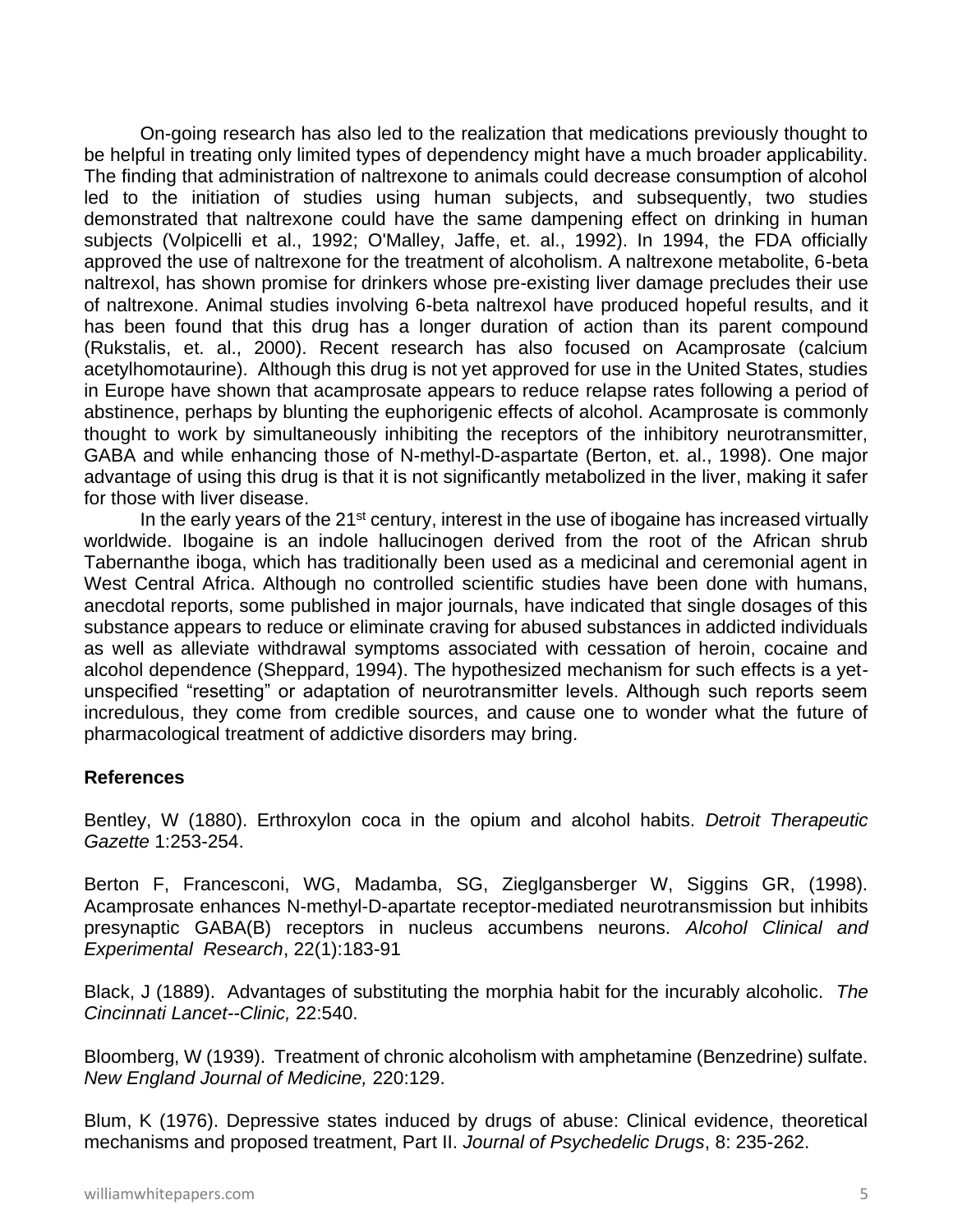On-going research has also led to the realization that medications previously thought to be helpful in treating only limited types of dependency might have a much broader applicability. The finding that administration of naltrexone to animals could decrease consumption of alcohol led to the initiation of studies using human subjects, and subsequently, two studies demonstrated that naltrexone could have the same dampening effect on drinking in human subjects (Volpicelli et al., 1992; O'Malley, Jaffe, et. al., 1992). In 1994, the FDA officially approved the use of naltrexone for the treatment of alcoholism. A naltrexone metabolite, 6-beta naltrexol, has shown promise for drinkers whose pre-existing liver damage precludes their use of naltrexone. Animal studies involving 6-beta naltrexol have produced hopeful results, and it has been found that this drug has a longer duration of action than its parent compound (Rukstalis, et. al., 2000). Recent research has also focused on Acamprosate (calcium acetylhomotaurine). Although this drug is not yet approved for use in the United States, studies in Europe have shown that acamprosate appears to reduce relapse rates following a period of abstinence, perhaps by blunting the euphorigenic effects of alcohol. Acamprosate is commonly thought to work by simultaneously inhibiting the receptors of the inhibitory neurotransmitter, GABA and while enhancing those of N-methyl-D-aspartate (Berton, et. al., 1998). One major advantage of using this drug is that it is not significantly metabolized in the liver, making it safer for those with liver disease.

In the early years of the 21st century, interest in the use of ibogaine has increased virtually worldwide. Ibogaine is an indole hallucinogen derived from the root of the African shrub Tabernanthe iboga, which has traditionally been used as a medicinal and ceremonial agent in West Central Africa. Although no controlled scientific studies have been done with humans, anecdotal reports, some published in major journals, have indicated that single dosages of this substance appears to reduce or eliminate craving for abused substances in addicted individuals as well as alleviate withdrawal symptoms associated with cessation of heroin, cocaine and alcohol dependence (Sheppard, 1994). The hypothesized mechanism for such effects is a yet-unspecified "resetting" or adaptation of neurotransmitter levels. Although such reports seem incredulous, they come from credible sources, and cause one to wonder what the future of pharmacological treatment of addictive disorders may bring.

**References**

Bentley, W (1880). Erthroxylon coca in the opium and alcohol habits. *Detroit Therapeutic Gazette* 1:253-254.

Berton F, Francesconi, WG, Madamba, SG, Zieglgansberger W, Siggins GR, (1998). Acamprosate enhances N-methyl-D-apartate receptor-mediated neurotransmission but inhibits presynaptic GABA(B) receptors in nucleus accumbens neurons. *Alcohol Clinical and Experimental Research*, 22(1):183-91

Black, J (1889). Advantages of substituting the morphia habit for the incurably alcoholic. *The Cincinnati Lancet--Clinic,* 22:540.

Bloomberg, W (1939). Treatment of chronic alcoholism with amphetamine (Benzedrine) sulfate. *New England Journal of Medicine,* 220:129.

Blum, K (1976). Depressive states induced by drugs of abuse: Clinical evidence, theoretical mechanisms and proposed treatment, Part II. *Journal of Psychedelic Drugs*, 8: 235-262.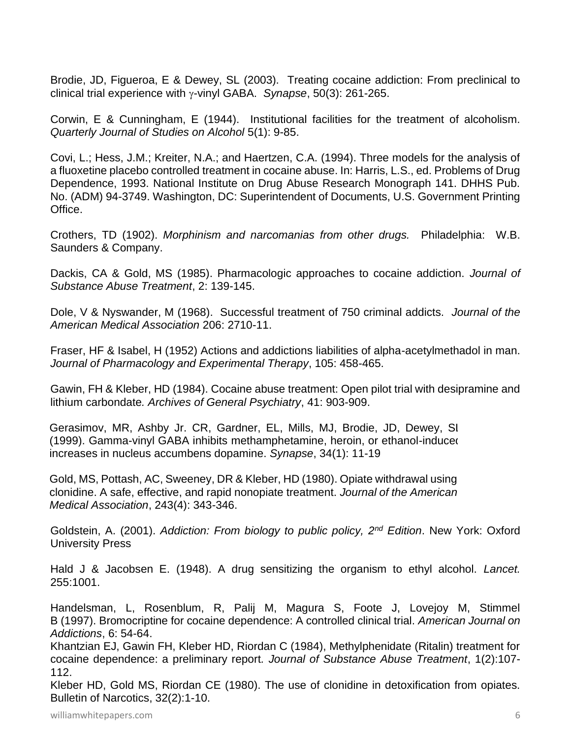Brodie, JD, Figueroa, E & Dewey, SL (2003). Treating cocaine addiction: From preclinical to clinical trial experience with $\gamma$-vinyl GABA. *Synapse*, 50(3): 261-265.

Corwin, E & Cunningham, E (1944). Institutional facilities for the treatment of alcoholism. *Quarterly Journal of Studies on Alcohol* 5(1): 9-85.

Covi, L.; Hess, J.M.; Kreiter, N.A.; and Haertzen, C.A. (1994). Three models for the analysis of a fluoxetine placebo controlled treatment in cocaine abuse. In: Harris, L.S., ed. Problems of Drug Dependence, 1993. National Institute on Drug Abuse Research Monograph 141. DHHS Pub. No. (ADM) 94-3749. Washington, DC: Superintendent of Documents, U.S. Government Printing Office.

Crothers, TD (1902). *Morphinism and narcomanias from other drugs.* Philadelphia: W.B. Saunders & Company.

Dackis, CA & Gold, MS (1985). Pharmacologic approaches to cocaine addiction. *Journal of Substance Abuse Treatment*, 2: 139-145.

Dole, V & Nyswander, M (1968). Successful treatment of 750 criminal addicts. *Journal of the American Medical Association* 206: 2710-11.

Fraser, HF & Isabel, H (1952) Actions and addictions liabilities of alpha-acetylmethadol in man. *Journal of Pharmacology and Experimental Therapy*, 105: 458-465.

Gawin, FH & Kleber, HD (1984). Cocaine abuse treatment: Open pilot trial with desipramine and lithium carbondate*. Archives of General Psychiatry*, 41: 903-909.

Gerasimov, MR, Ashby Jr. CR, Gardner, EL, Mills, MJ, Brodie, JD, Dewey, SL (1999). Gamma-vinyl GABA inhibits methamphetamine, heroin, or ethanol-induced increases in nucleus accumbens dopamine. *Synapse*, 34(1): 11-19

Gold, MS, Pottash, AC, Sweeney, DR & Kleber, HD (1980). Opiate withdrawal using clonidine. A safe, effective, and rapid nonopiate treatment. *Journal of the American Medical Association*, 243(4): 343-346.

Goldstein, A. (2001). *Addiction: From biology to public policy, 2nd Edition*. New York: Oxford University Press

Hald J & Jacobsen E. (1948). A drug sensitizing the organism to ethyl alcohol. *Lancet.* 255:1001.

Handelsman, L, Rosenblum, R, Palij M, Magura S, Foote J, Lovejoy M, Stimmel B (1997). Bromocriptine for cocaine dependence: A controlled clinical trial. *American Journal on Addictions*, 6: 54-64.

Khantzian EJ, Gawin FH, Kleber HD, Riordan C (1984), Methylphenidate (Ritalin) treatment for cocaine dependence: a preliminary report*. Journal of Substance Abuse Treatment*, 1(2):107-112.

Kleber HD, Gold MS, Riordan CE (1980). The use of clonidine in detoxification from opiates. Bulletin of Narcotics, 32(2):1-10.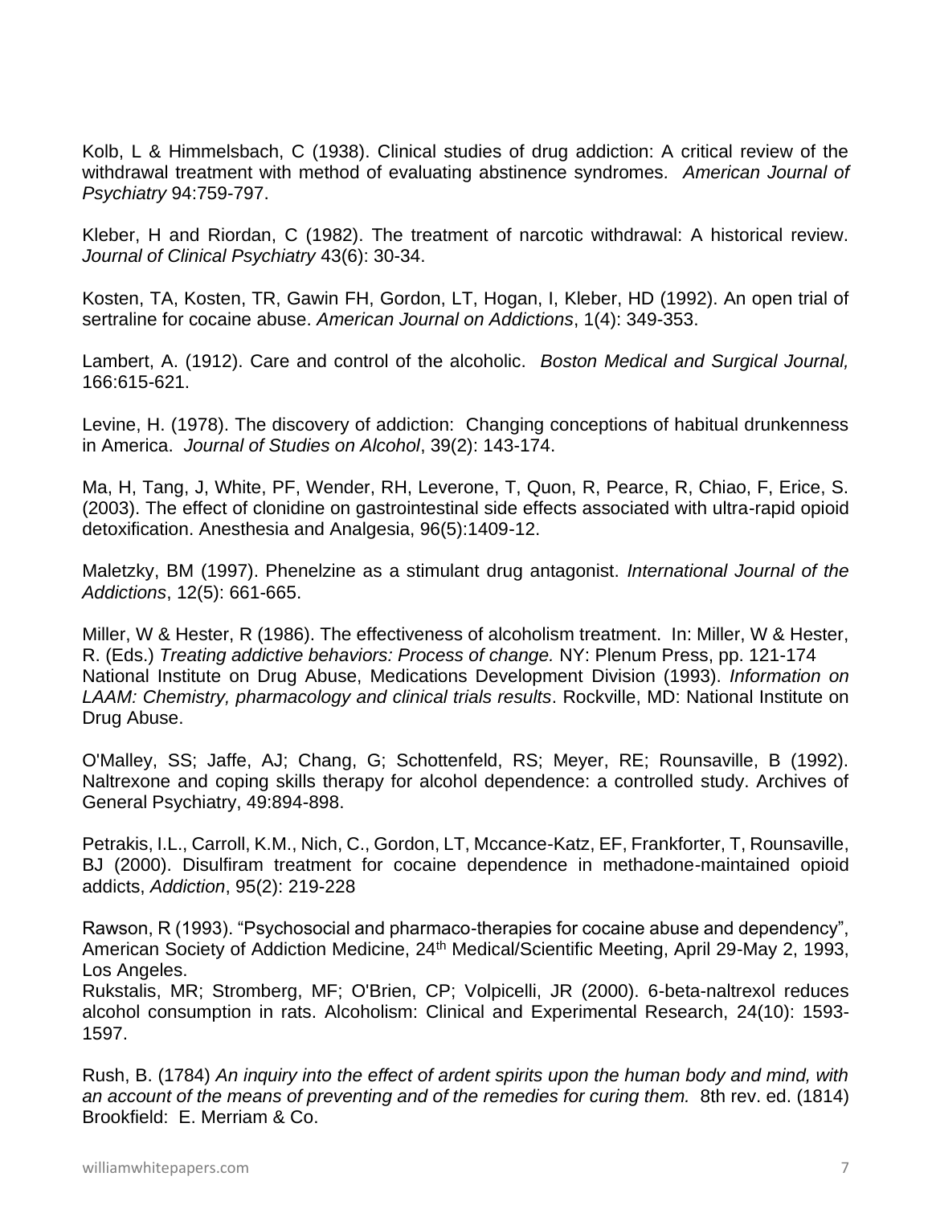Kolb, L & Himmelsbach, C (1938). Clinical studies of drug addiction: A critical review of the withdrawal treatment with method of evaluating abstinence syndromes. *American Journal of Psychiatry* 94:759-797.

Kleber, H and Riordan, C (1982). The treatment of narcotic withdrawal: A historical review. *Journal of Clinical Psychiatry* 43(6): 30-34.

Kosten, TA, Kosten, TR, Gawin FH, Gordon, LT, Hogan, I, Kleber, HD (1992). An open trial of sertraline for cocaine abuse. *American Journal on Addictions*, 1(4): 349-353.

Lambert, A. (1912). Care and control of the alcoholic. *Boston Medical and Surgical Journal,* 166:615-621.

Levine, H. (1978). The discovery of addiction: Changing conceptions of habitual drunkenness in America. *Journal of Studies on Alcohol*, 39(2): 143-174.

Ma, H, Tang, J, White, PF, Wender, RH, Leverone, T, Quon, R, Pearce, R, Chiao, F, Erice, S. (2003). The effect of clonidine on gastrointestinal side effects associated with ultra-rapid opioid detoxification. Anesthesia and Analgesia, 96(5):1409-12.

Maletzky, BM (1997). Phenelzine as a stimulant drug antagonist. *International Journal of the Addictions*, 12(5): 661-665.

Miller, W & Hester, R (1986). The effectiveness of alcoholism treatment. In: Miller, W & Hester, R. (Eds.) *Treating addictive behaviors: Process of change.* NY: Plenum Press, pp. 121-174

National Institute on Drug Abuse, Medications Development Division (1993). *Information on LAAM: Chemistry, pharmacology and clinical trials results*. Rockville, MD: National Institute on Drug Abuse.

O'Malley, SS; Jaffe, AJ; Chang, G; Schottenfeld, RS; Meyer, RE; Rounsaville, B (1992). Naltrexone and coping skills therapy for alcohol dependence: a controlled study. Archives of General Psychiatry, 49:894-898.

Petrakis, I.L., Carroll, K.M., Nich, C., Gordon, LT, Mccance-Katz, EF, Frankforter, T, Rounsaville, BJ (2000). Disulfiram treatment for cocaine dependence in methadone-maintained opioid addicts, *Addiction*, 95(2): 219-228

Rawson, R (1993). "Psychosocial and pharmaco-therapies for cocaine abuse and dependency", American Society of Addiction Medicine, 24th Medical/Scientific Meeting, April 29-May 2, 1993, Los Angeles.

Rukstalis, MR; Stromberg, MF; O'Brien, CP; Volpicelli, JR (2000). 6-beta-naltrexol reduces alcohol consumption in rats. Alcoholism: Clinical and Experimental Research, 24(10): 1593-1597.

Rush, B. (1784) *An inquiry into the effect of ardent spirits upon the human body and mind, with an account of the means of preventing and of the remedies for curing them.* 8th rev. ed. (1814) Brookfield: E. Merriam & Co.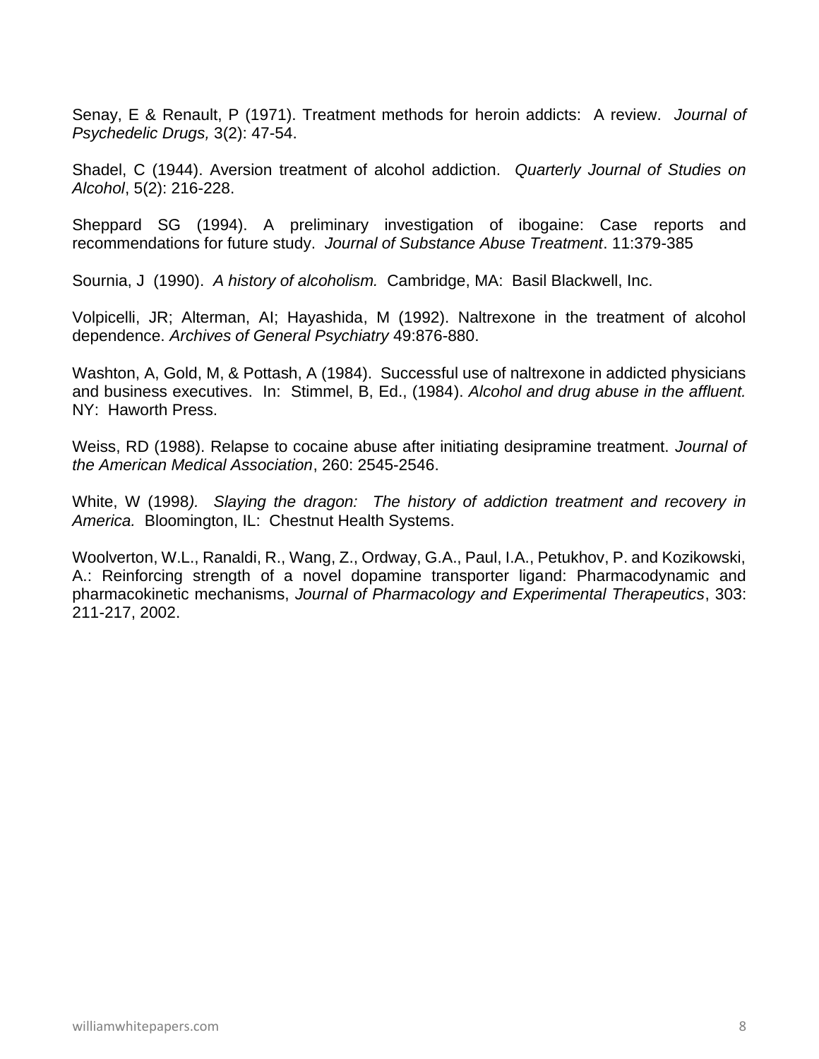Senay, E & Renault, P (1971). Treatment methods for heroin addicts: A review. *Journal of Psychedelic Drugs,* 3(2): 47-54.

Shadel, C (1944). Aversion treatment of alcohol addiction. *Quarterly Journal of Studies on Alcohol*, 5(2): 216-228.

Sheppard SG (1994). A preliminary investigation of ibogaine: Case reports and recommendations for future study. *Journal of Substance Abuse Treatment*. 11:379-385

Sournia, J (1990). *A history of alcoholism.* Cambridge, MA: Basil Blackwell, Inc.

Volpicelli, JR; Alterman, AI; Hayashida, M (1992). Naltrexone in the treatment of alcohol dependence. *Archives of General Psychiatry* 49:876-880.

Washton, A, Gold, M, & Pottash, A (1984). Successful use of naltrexone in addicted physicians and business executives. In: Stimmel, B, Ed., (1984). *Alcohol and drug abuse in the affluent.* NY: Haworth Press.

Weiss, RD (1988). Relapse to cocaine abuse after initiating desipramine treatment. *Journal of the American Medical Association*, 260: 2545-2546.

White, W (1998*). Slaying the dragon: The history of addiction treatment and recovery in America.* Bloomington, IL: Chestnut Health Systems.

Woolverton, W.L., Ranaldi, R., Wang, Z., Ordway, G.A., Paul, I.A., Petukhov, P. and Kozikowski, A.: Reinforcing strength of a novel dopamine transporter ligand: Pharmacodynamic and pharmacokinetic mechanisms, *Journal of Pharmacology and Experimental Therapeutics*, 303: 211-217, 2002.